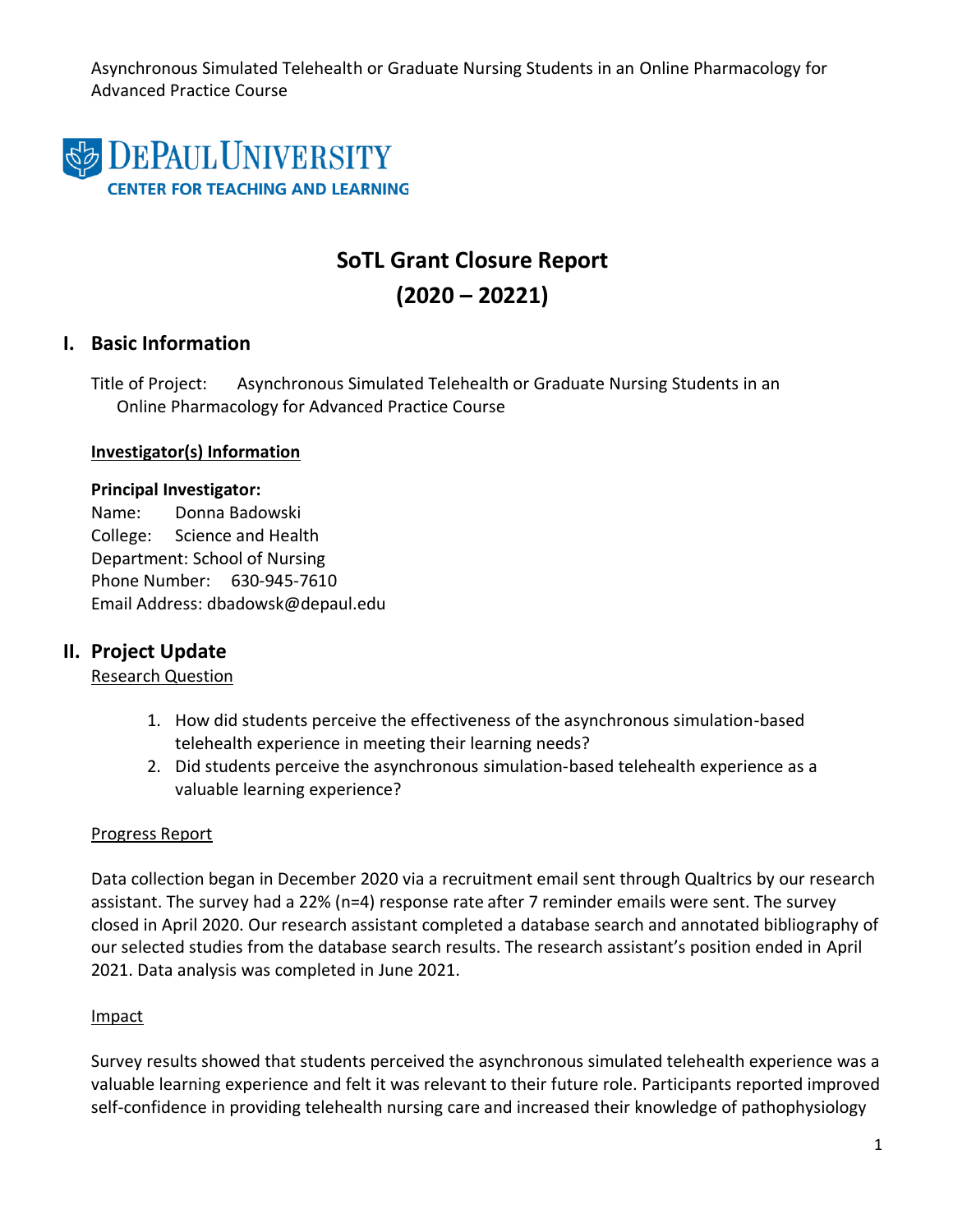DePaul University
Center for Teaching and Learning

# SoTL Grant Closure Report
# (2020 – 20221)

## I. Basic Information

Title of Project: Asynchronous Simulated Telehealth or Graduate Nursing Students in an Online Pharmacology for Advanced Practice Course

**Investigator(s) Information**

**Principal Investigator:**
Name: Donna Badowski
College: Science and Health
Department: School of Nursing
Phone Number: 630-945-7610
Email Address: dbadowsk@depaul.edu

## II. Project Update

Research Question

1. How did students perceive the effectiveness of the asynchronous simulation-based telehealth experience in meeting their learning needs?
2. Did students perceive the asynchronous simulation-based telehealth experience as a valuable learning experience?

Progress Report

Data collection began in December 2020 via a recruitment email sent through Qualtrics by our research assistant. The survey had a 22% (n=4) response rate after 7 reminder emails were sent. The survey closed in April 2020. Our research assistant completed a database search and annotated bibliography of our selected studies from the database search results. The research assistant's position ended in April 2021. Data analysis was completed in June 2021.

Impact

Survey results showed that students perceived the asynchronous simulated telehealth experience was a valuable learning experience and felt it was relevant to their future role. Participants reported improved self-confidence in providing telehealth nursing care and increased their knowledge of pathophysiology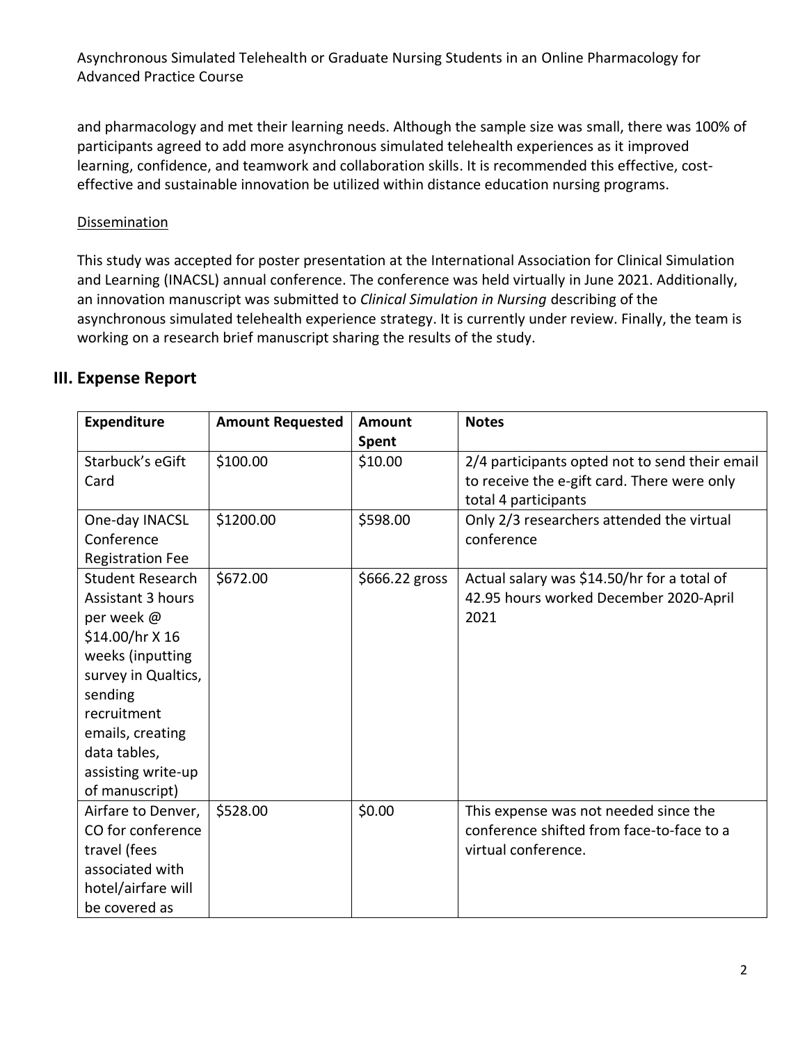and pharmacology and met their learning needs. Although the sample size was small, there was 100% of participants agreed to add more asynchronous simulated telehealth experiences as it improved learning, confidence, and teamwork and collaboration skills. It is recommended this effective, cost-effective and sustainable innovation be utilized within distance education nursing programs.

Dissemination

This study was accepted for poster presentation at the International Association for Clinical Simulation and Learning (INACSL) annual conference. The conference was held virtually in June 2021. Additionally, an innovation manuscript was submitted to *Clinical Simulation in Nursing* describing of the asynchronous simulated telehealth experience strategy. It is currently under review. Finally, the team is working on a research brief manuscript sharing the results of the study.

## III. Expense Report

| Expenditure | Amount Requested | Amount Spent | Notes |
|---|---|---|---|
| Starbuck's eGift Card | $100.00 | $10.00 | 2/4 participants opted not to send their email to receive the e-gift card. There were only total 4 participants |
| One-day INACSL Conference Registration Fee | $1200.00 | $598.00 | Only 2/3 researchers attended the virtual conference |
| Student Research Assistant 3 hours per week @ $14.00/hr X 16 weeks (inputting survey in Qualtics, sending recruitment emails, creating data tables, assisting write-up of manuscript) | $672.00 | $666.22 gross | Actual salary was $14.50/hr for a total of 42.95 hours worked December 2020-April 2021 |
| Airfare to Denver, CO for conference travel (fees associated with hotel/airfare will be covered as | $528.00 | $0.00 | This expense was not needed since the conference shifted from face-to-face to a virtual conference. |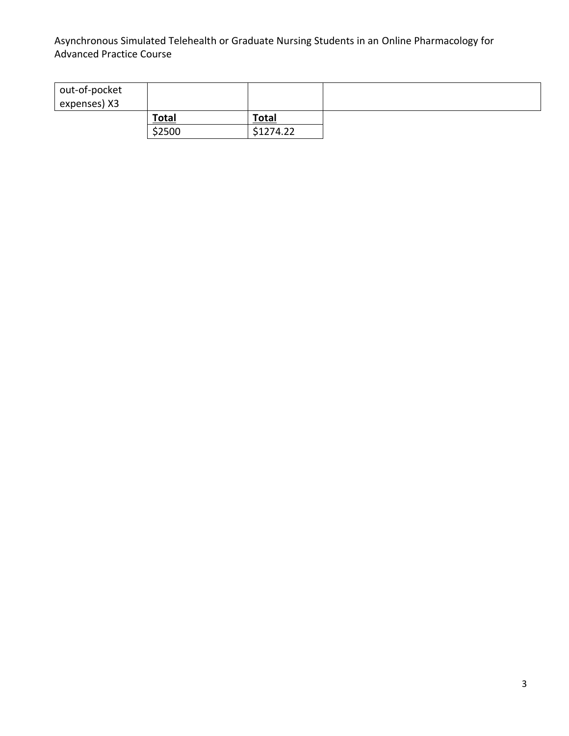| | | | |
|---|---|---|---|
| out-of-pocket expenses) X3 | | | |
| | **Total** | **Total** | |
| | $2500 | $1274.22 | |